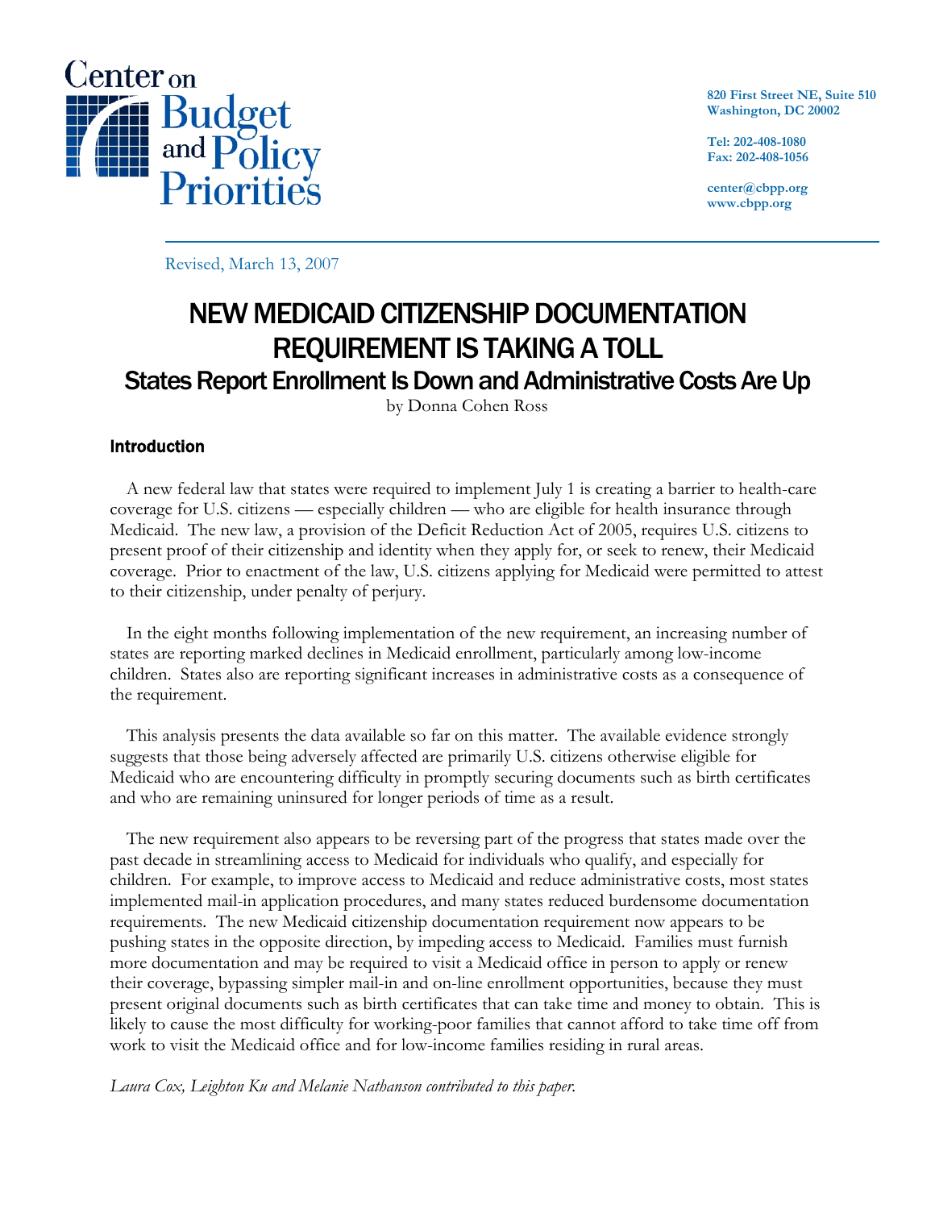Center on Budget and Policy Priorities

820 First Street NE, Suite 510
Washington, DC 20002

Tel: 202-408-1080
Fax: 202-408-1056

center@cbpp.org
www.cbpp.org

Revised, March 13, 2007

# NEW MEDICAID CITIZENSHIP DOCUMENTATION REQUIREMENT IS TAKING A TOLL

## States Report Enrollment Is Down and Administrative Costs Are Up

by Donna Cohen Ross

### Introduction

A new federal law that states were required to implement July 1 is creating a barrier to health-care coverage for U.S. citizens — especially children — who are eligible for health insurance through Medicaid. The new law, a provision of the Deficit Reduction Act of 2005, requires U.S. citizens to present proof of their citizenship and identity when they apply for, or seek to renew, their Medicaid coverage. Prior to enactment of the law, U.S. citizens applying for Medicaid were permitted to attest to their citizenship, under penalty of perjury.

In the eight months following implementation of the new requirement, an increasing number of states are reporting marked declines in Medicaid enrollment, particularly among low-income children. States also are reporting significant increases in administrative costs as a consequence of the requirement.

This analysis presents the data available so far on this matter. The available evidence strongly suggests that those being adversely affected are primarily U.S. citizens otherwise eligible for Medicaid who are encountering difficulty in promptly securing documents such as birth certificates and who are remaining uninsured for longer periods of time as a result.

The new requirement also appears to be reversing part of the progress that states made over the past decade in streamlining access to Medicaid for individuals who qualify, and especially for children. For example, to improve access to Medicaid and reduce administrative costs, most states implemented mail-in application procedures, and many states reduced burdensome documentation requirements. The new Medicaid citizenship documentation requirement now appears to be pushing states in the opposite direction, by impeding access to Medicaid. Families must furnish more documentation and may be required to visit a Medicaid office in person to apply or renew their coverage, bypassing simpler mail-in and on-line enrollment opportunities, because they must present original documents such as birth certificates that can take time and money to obtain. This is likely to cause the most difficulty for working-poor families that cannot afford to take time off from work to visit the Medicaid office and for low-income families residing in rural areas.

*Laura Cox, Leighton Ku and Melanie Nathanson contributed to this paper.*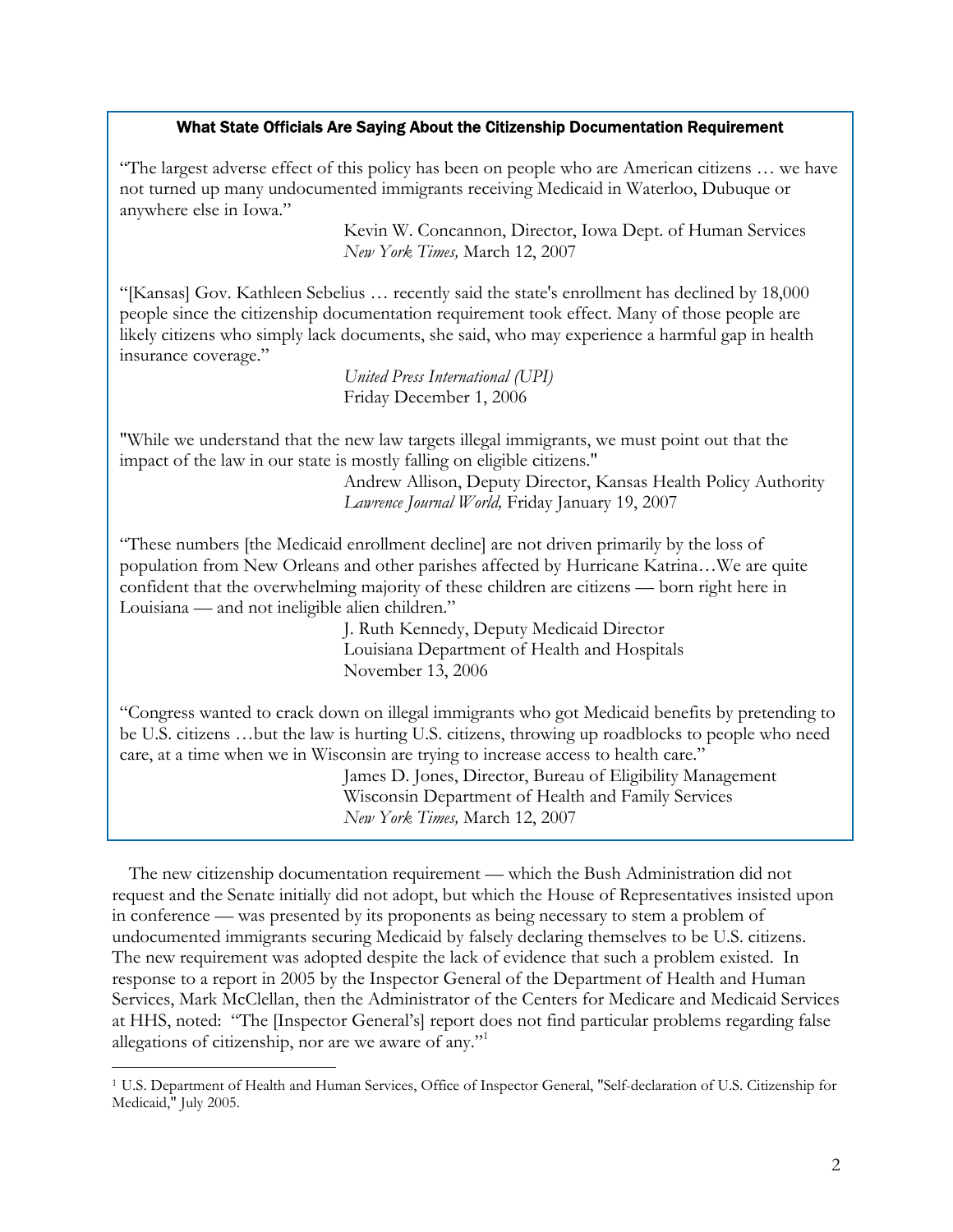### What State Officials Are Saying About the Citizenship Documentation Requirement

"The largest adverse effect of this policy has been on people who are American citizens … we have not turned up many undocumented immigrants receiving Medicaid in Waterloo, Dubuque or anywhere else in Iowa."

Kevin W. Concannon, Director, Iowa Dept. of Human Services
*New York Times,* March 12, 2007

"[Kansas] Gov. Kathleen Sebelius … recently said the state's enrollment has declined by 18,000 people since the citizenship documentation requirement took effect. Many of those people are likely citizens who simply lack documents, she said, who may experience a harmful gap in health insurance coverage."

*United Press International (UPI)*
Friday December 1, 2006

"While we understand that the new law targets illegal immigrants, we must point out that the impact of the law in our state is mostly falling on eligible citizens."

Andrew Allison, Deputy Director, Kansas Health Policy Authority
*Lawrence Journal World,* Friday January 19, 2007

"These numbers [the Medicaid enrollment decline] are not driven primarily by the loss of population from New Orleans and other parishes affected by Hurricane Katrina…We are quite confident that the overwhelming majority of these children are citizens — born right here in Louisiana — and not ineligible alien children."

J. Ruth Kennedy, Deputy Medicaid Director
Louisiana Department of Health and Hospitals
November 13, 2006

"Congress wanted to crack down on illegal immigrants who got Medicaid benefits by pretending to be U.S. citizens …but the law is hurting U.S. citizens, throwing up roadblocks to people who need care, at a time when we in Wisconsin are trying to increase access to health care."

James D. Jones, Director, Bureau of Eligibility Management
Wisconsin Department of Health and Family Services
*New York Times,* March 12, 2007

The new citizenship documentation requirement — which the Bush Administration did not request and the Senate initially did not adopt, but which the House of Representatives insisted upon in conference — was presented by its proponents as being necessary to stem a problem of undocumented immigrants securing Medicaid by falsely declaring themselves to be U.S. citizens. The new requirement was adopted despite the lack of evidence that such a problem existed. In response to a report in 2005 by the Inspector General of the Department of Health and Human Services, Mark McClellan, then the Administrator of the Centers for Medicare and Medicaid Services at HHS, noted: "The [Inspector General's] report does not find particular problems regarding false allegations of citizenship, nor are we aware of any."[1]

---

[1] U.S. Department of Health and Human Services, Office of Inspector General, "Self-declaration of U.S. Citizenship for Medicaid," July 2005.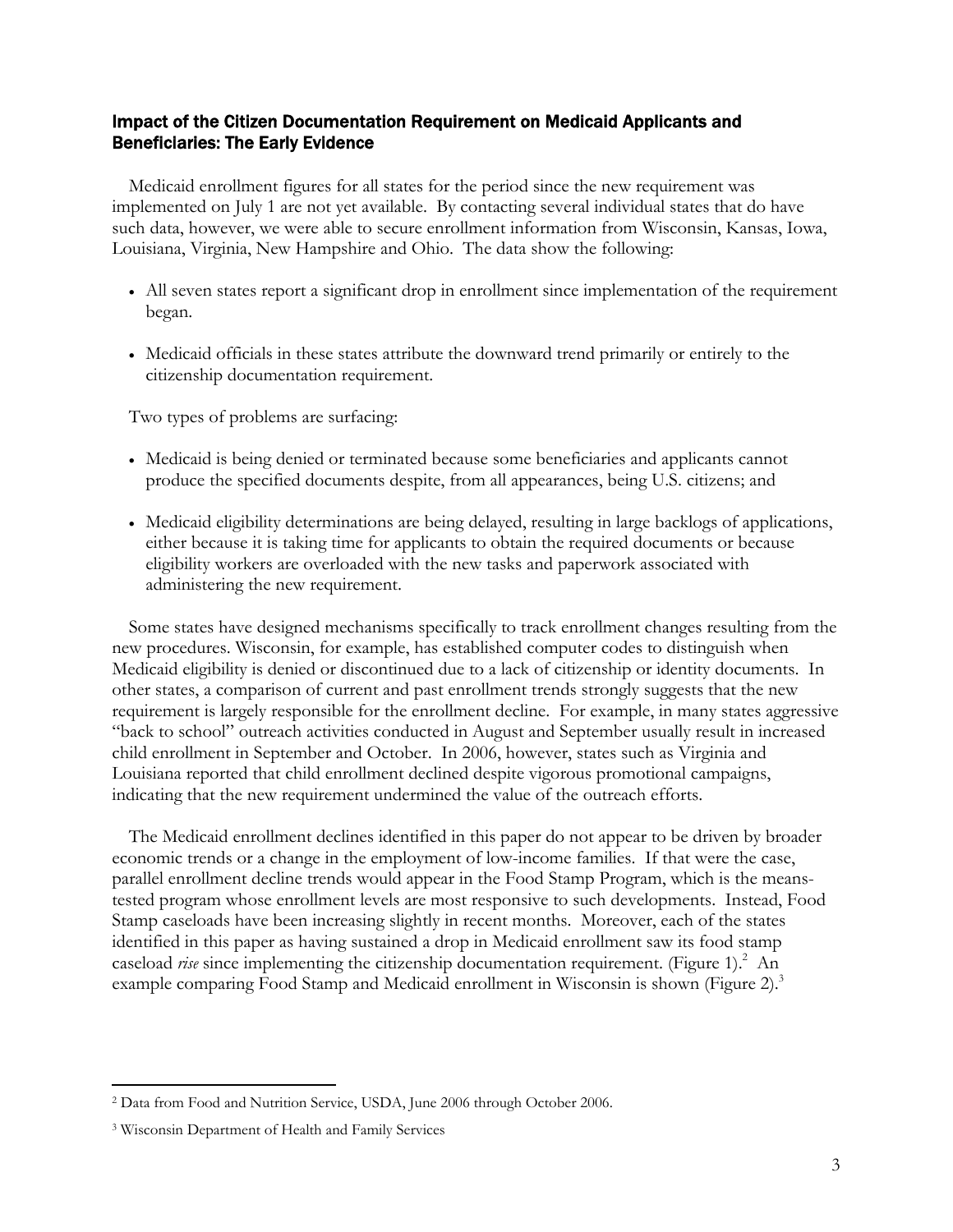## Impact of the Citizen Documentation Requirement on Medicaid Applicants and Beneficiaries: The Early Evidence

Medicaid enrollment figures for all states for the period since the new requirement was implemented on July 1 are not yet available. By contacting several individual states that do have such data, however, we were able to secure enrollment information from Wisconsin, Kansas, Iowa, Louisiana, Virginia, New Hampshire and Ohio. The data show the following:

- All seven states report a significant drop in enrollment since implementation of the requirement began.
- Medicaid officials in these states attribute the downward trend primarily or entirely to the citizenship documentation requirement.

Two types of problems are surfacing:

- Medicaid is being denied or terminated because some beneficiaries and applicants cannot produce the specified documents despite, from all appearances, being U.S. citizens; and
- Medicaid eligibility determinations are being delayed, resulting in large backlogs of applications, either because it is taking time for applicants to obtain the required documents or because eligibility workers are overloaded with the new tasks and paperwork associated with administering the new requirement.

Some states have designed mechanisms specifically to track enrollment changes resulting from the new procedures. Wisconsin, for example, has established computer codes to distinguish when Medicaid eligibility is denied or discontinued due to a lack of citizenship or identity documents. In other states, a comparison of current and past enrollment trends strongly suggests that the new requirement is largely responsible for the enrollment decline. For example, in many states aggressive "back to school" outreach activities conducted in August and September usually result in increased child enrollment in September and October. In 2006, however, states such as Virginia and Louisiana reported that child enrollment declined despite vigorous promotional campaigns, indicating that the new requirement undermined the value of the outreach efforts.

The Medicaid enrollment declines identified in this paper do not appear to be driven by broader economic trends or a change in the employment of low-income families. If that were the case, parallel enrollment decline trends would appear in the Food Stamp Program, which is the means-tested program whose enrollment levels are most responsive to such developments. Instead, Food Stamp caseloads have been increasing slightly in recent months. Moreover, each of the states identified in this paper as having sustained a drop in Medicaid enrollment saw its food stamp caseload *rise* since implementing the citizenship documentation requirement. (Figure 1).[2] An example comparing Food Stamp and Medicaid enrollment in Wisconsin is shown (Figure 2).[3]

---

[2] Data from Food and Nutrition Service, USDA, June 2006 through October 2006.

[3] Wisconsin Department of Health and Family Services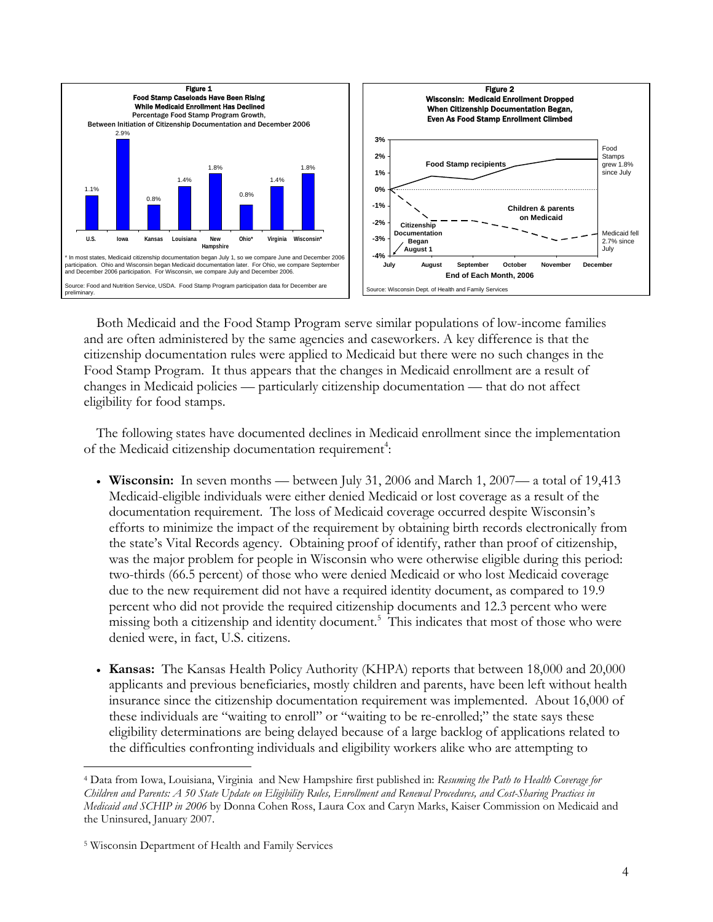**Figure 1**
**Food Stamp Caseloads Have Been Rising While Medicaid Enrollment Has Declined**
Percentage Food Stamp Program Growth, Between Initiation of Citizenship Documentation and December 2006

| U.S. | Iowa | Kansas | Louisiana | New Hampshire | Ohio* | Virginia | Wisconsin* |
|---|---|---|---|---|---|---|---|
| 1.1% | 2.9% | 0.8% | 1.4% | 1.8% | 0.8% | 1.4% | 1.8% |

\* In most states, Medicaid citizenship documentation began July 1, so we compare June and December 2006 participation. Ohio and Wisconsin began Medicaid documentation later. For Ohio, we compare September and December 2006 participation. For Wisconsin, we compare July and December 2006.

Source: Food and Nutrition Service, USDA. Food Stamp Program participation data for December are preliminary.

**Figure 2**
**Wisconsin: Medicaid Enrollment Dropped When Citizenship Documentation Began, Even As Food Stamp Enrollment Climbed**

Food Stamp recipients — Food Stamps grew 1.8% since July

Children & parents on Medicaid — Medicaid fell 2.7% since July

Citizenship Documentation Began August 1

End of Each Month, 2006 (July, August, September, October, November, December)

Source: Wisconsin Dept. of Health and Family Services

Both Medicaid and the Food Stamp Program serve similar populations of low-income families and are often administered by the same agencies and caseworkers. A key difference is that the citizenship documentation rules were applied to Medicaid but there were no such changes in the Food Stamp Program. It thus appears that the changes in Medicaid enrollment are a result of changes in Medicaid policies — particularly citizenship documentation — that do not affect eligibility for food stamps.

The following states have documented declines in Medicaid enrollment since the implementation of the Medicaid citizenship documentation requirement[4]:

- **Wisconsin:** In seven months — between July 31, 2006 and March 1, 2007— a total of 19,413 Medicaid-eligible individuals were either denied Medicaid or lost coverage as a result of the documentation requirement. The loss of Medicaid coverage occurred despite Wisconsin's efforts to minimize the impact of the requirement by obtaining birth records electronically from the state's Vital Records agency. Obtaining proof of identify, rather than proof of citizenship, was the major problem for people in Wisconsin who were otherwise eligible during this period: two-thirds (66.5 percent) of those who were denied Medicaid or who lost Medicaid coverage due to the new requirement did not have a required identity document, as compared to 19.9 percent who did not provide the required citizenship documents and 12.3 percent who were missing both a citizenship and identity document.[5] This indicates that most of those who were denied were, in fact, U.S. citizens.

- **Kansas:** The Kansas Health Policy Authority (KHPA) reports that between 18,000 and 20,000 applicants and previous beneficiaries, mostly children and parents, have been left without health insurance since the citizenship documentation requirement was implemented. About 16,000 of these individuals are "waiting to enroll" or "waiting to be re-enrolled;" the state says these eligibility determinations are being delayed because of a large backlog of applications related to the difficulties confronting individuals and eligibility workers alike who are attempting to

---

[4] Data from Iowa, Louisiana, Virginia and New Hampshire first published in: *Resuming the Path to Health Coverage for Children and Parents: A 50 State Update on Eligibility Rules, Enrollment and Renewal Procedures, and Cost-Sharing Practices in Medicaid and SCHIP in 2006* by Donna Cohen Ross, Laura Cox and Caryn Marks, Kaiser Commission on Medicaid and the Uninsured, January 2007.

[5] Wisconsin Department of Health and Family Services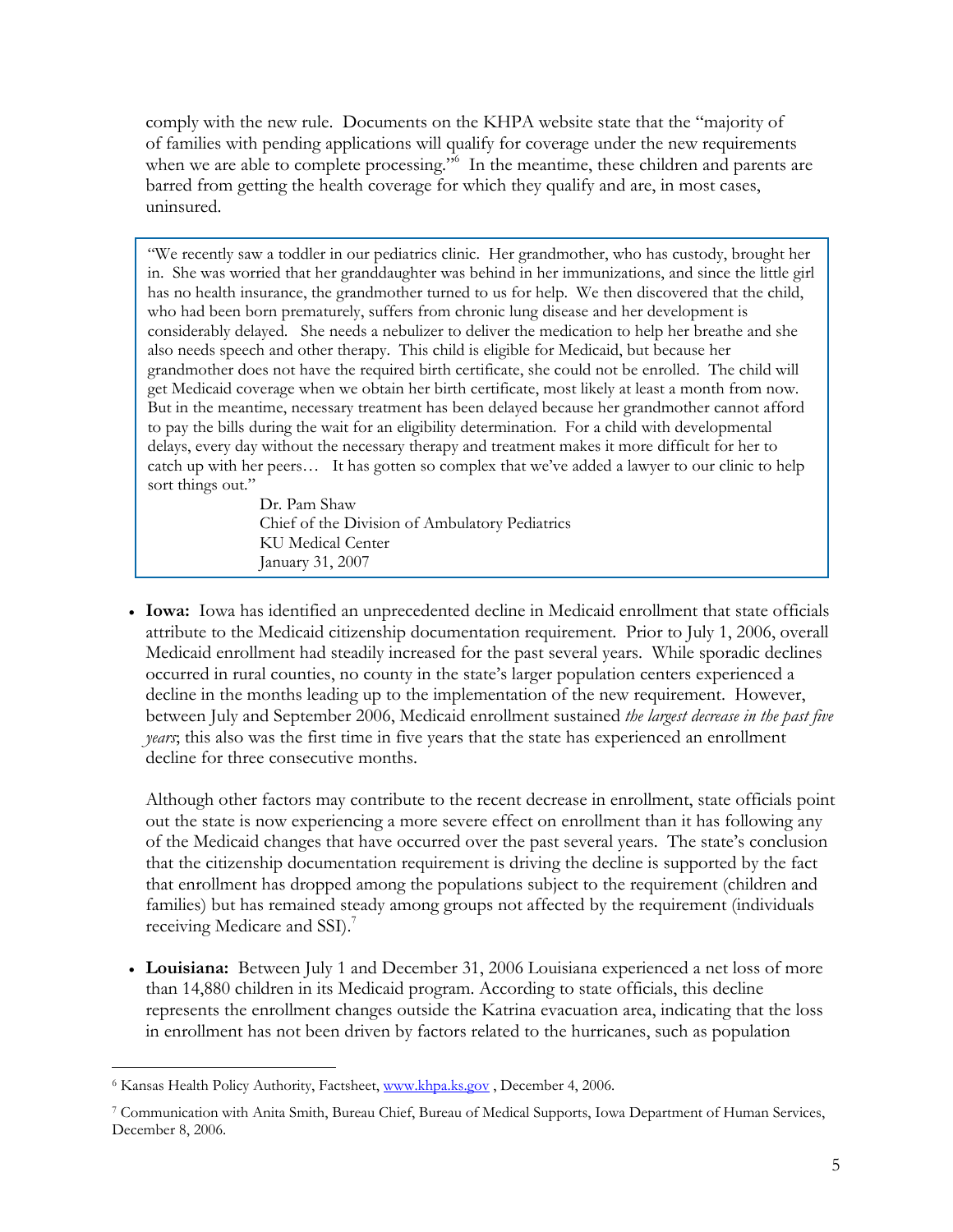comply with the new rule. Documents on the KHPA website state that the "majority of of families with pending applications will qualify for coverage under the new requirements when we are able to complete processing."[6] In the meantime, these children and parents are barred from getting the health coverage for which they qualify and are, in most cases, uninsured.

> "We recently saw a toddler in our pediatrics clinic. Her grandmother, who has custody, brought her in. She was worried that her granddaughter was behind in her immunizations, and since the little girl has no health insurance, the grandmother turned to us for help. We then discovered that the child, who had been born prematurely, suffers from chronic lung disease and her development is considerably delayed. She needs a nebulizer to deliver the medication to help her breathe and she also needs speech and other therapy. This child is eligible for Medicaid, but because her grandmother does not have the required birth certificate, she could not be enrolled. The child will get Medicaid coverage when we obtain her birth certificate, most likely at least a month from now. But in the meantime, necessary treatment has been delayed because her grandmother cannot afford to pay the bills during the wait for an eligibility determination. For a child with developmental delays, every day without the necessary therapy and treatment makes it more difficult for her to catch up with her peers… It has gotten so complex that we've added a lawyer to our clinic to help sort things out."
>
> Dr. Pam Shaw
> Chief of the Division of Ambulatory Pediatrics
> KU Medical Center
> January 31, 2007

- **Iowa:** Iowa has identified an unprecedented decline in Medicaid enrollment that state officials attribute to the Medicaid citizenship documentation requirement. Prior to July 1, 2006, overall Medicaid enrollment had steadily increased for the past several years. While sporadic declines occurred in rural counties, no county in the state's larger population centers experienced a decline in the months leading up to the implementation of the new requirement. However, between July and September 2006, Medicaid enrollment sustained *the largest decrease in the past five years*; this also was the first time in five years that the state has experienced an enrollment decline for three consecutive months.

  Although other factors may contribute to the recent decrease in enrollment, state officials point out the state is now experiencing a more severe effect on enrollment than it has following any of the Medicaid changes that have occurred over the past several years. The state's conclusion that the citizenship documentation requirement is driving the decline is supported by the fact that enrollment has dropped among the populations subject to the requirement (children and families) but has remained steady among groups not affected by the requirement (individuals receiving Medicare and SSI).[7]

- **Louisiana:** Between July 1 and December 31, 2006 Louisiana experienced a net loss of more than 14,880 children in its Medicaid program. According to state officials, this decline represents the enrollment changes outside the Katrina evacuation area, indicating that the loss in enrollment has not been driven by factors related to the hurricanes, such as population

---

[6] Kansas Health Policy Authority, Factsheet, www.khpa.ks.gov , December 4, 2006.

[7] Communication with Anita Smith, Bureau Chief, Bureau of Medical Supports, Iowa Department of Human Services, December 8, 2006.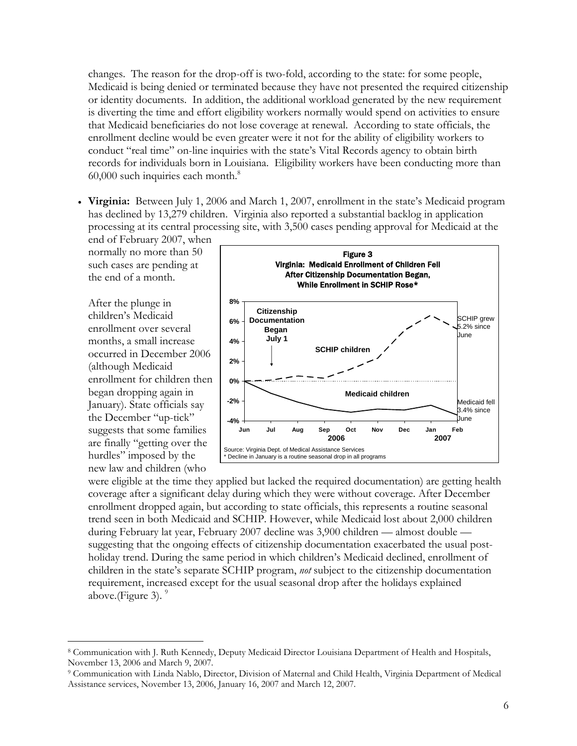changes. The reason for the drop-off is two-fold, according to the state: for some people, Medicaid is being denied or terminated because they have not presented the required citizenship or identity documents. In addition, the additional workload generated by the new requirement is diverting the time and effort eligibility workers normally would spend on activities to ensure that Medicaid beneficiaries do not lose coverage at renewal. According to state officials, the enrollment decline would be even greater were it not for the ability of eligibility workers to conduct "real time" on-line inquiries with the state's Vital Records agency to obtain birth records for individuals born in Louisiana. Eligibility workers have been conducting more than 60,000 such inquiries each month.[8]

- **Virginia:** Between July 1, 2006 and March 1, 2007, enrollment in the state's Medicaid program has declined by 13,279 children. Virginia also reported a substantial backlog in application processing at its central processing site, with 3,500 cases pending approval for Medicaid at the end of February 2007, when normally no more than 50 such cases are pending at the end of a month.

  After the plunge in children's Medicaid enrollment over several months, a small increase occurred in December 2006 (although Medicaid enrollment for children then began dropping again in January). State officials say the December "up-tick" suggests that some families are finally "getting over the hurdles" imposed by the new law and children (who were eligible at the time they applied but lacked the required documentation) are getting health coverage after a significant delay during which they were without coverage. After December enrollment dropped again, but according to state officials, this represents a routine seasonal trend seen in both Medicaid and SCHIP. However, while Medicaid lost about 2,000 children during February lat year, February 2007 decline was 3,900 children — almost double — suggesting that the ongoing effects of citizenship documentation exacerbated the usual post-holiday trend. During the same period in which children's Medicaid declined, enrollment of children in the state's separate SCHIP program, *not* subject to the citizenship documentation requirement, increased except for the usual seasonal drop after the holidays explained above.(Figure 3).[9]

**Figure 3**
**Virginia: Medicaid Enrollment of Children Fell After Citizenship Documentation Began, While Enrollment in SCHIP Rose***

Source: Virginia Dept. of Medical Assistance Services
* Decline in January is a routine seasonal drop in all programs

---

[8] Communication with J. Ruth Kennedy, Deputy Medicaid Director Louisiana Department of Health and Hospitals, November 13, 2006 and March 9, 2007.

[9] Communication with Linda Nablo, Director, Division of Maternal and Child Health, Virginia Department of Medical Assistance services, November 13, 2006, January 16, 2007 and March 12, 2007.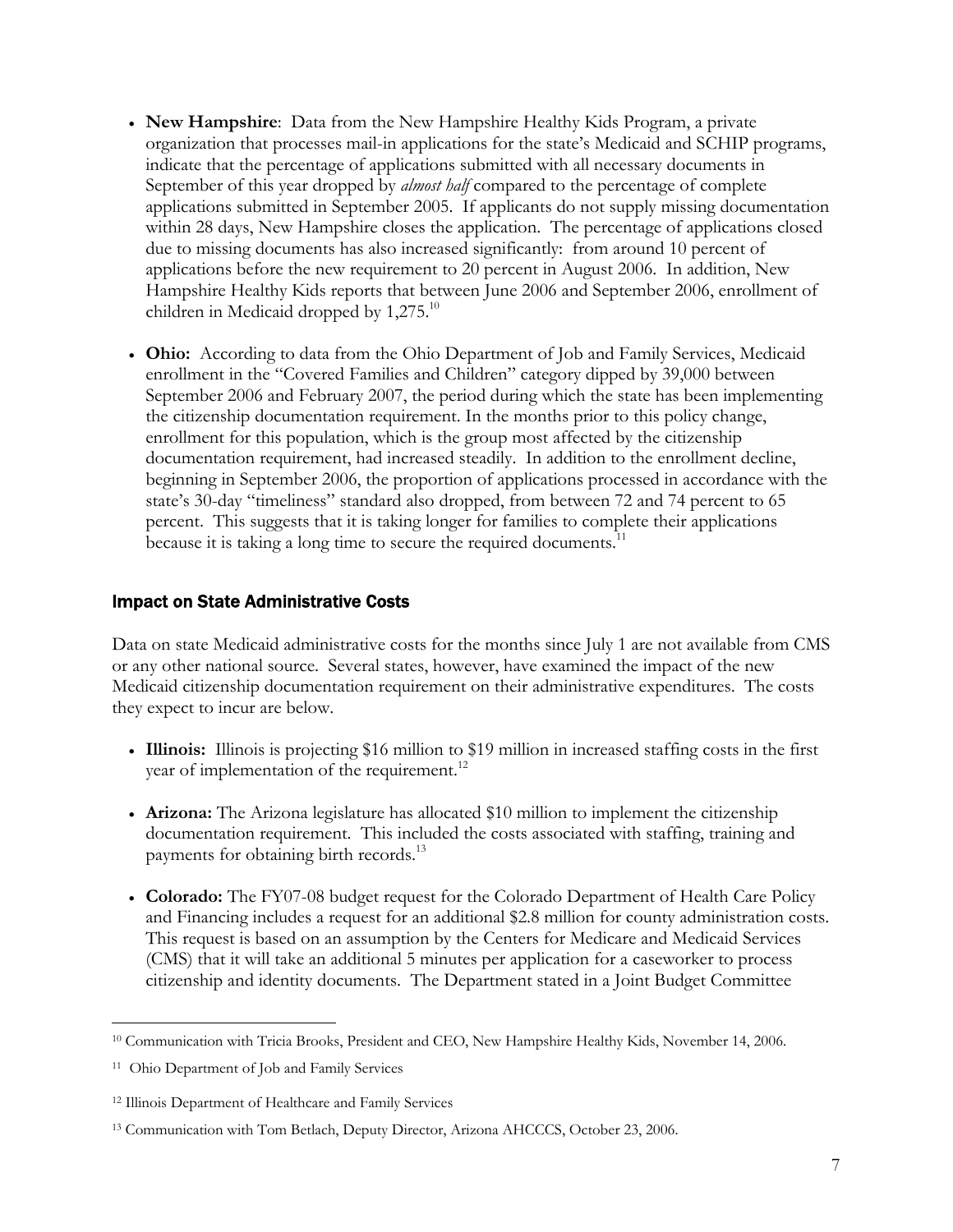- **New Hampshire**: Data from the New Hampshire Healthy Kids Program, a private organization that processes mail-in applications for the state's Medicaid and SCHIP programs, indicate that the percentage of applications submitted with all necessary documents in September of this year dropped by *almost half* compared to the percentage of complete applications submitted in September 2005. If applicants do not supply missing documentation within 28 days, New Hampshire closes the application. The percentage of applications closed due to missing documents has also increased significantly: from around 10 percent of applications before the new requirement to 20 percent in August 2006. In addition, New Hampshire Healthy Kids reports that between June 2006 and September 2006, enrollment of children in Medicaid dropped by 1,275.[10]

- **Ohio:** According to data from the Ohio Department of Job and Family Services, Medicaid enrollment in the "Covered Families and Children" category dipped by 39,000 between September 2006 and February 2007, the period during which the state has been implementing the citizenship documentation requirement. In the months prior to this policy change, enrollment for this population, which is the group most affected by the citizenship documentation requirement, had increased steadily. In addition to the enrollment decline, beginning in September 2006, the proportion of applications processed in accordance with the state's 30-day "timeliness" standard also dropped, from between 72 and 74 percent to 65 percent. This suggests that it is taking longer for families to complete their applications because it is taking a long time to secure the required documents.[11]

### Impact on State Administrative Costs

Data on state Medicaid administrative costs for the months since July 1 are not available from CMS or any other national source. Several states, however, have examined the impact of the new Medicaid citizenship documentation requirement on their administrative expenditures. The costs they expect to incur are below.

- **Illinois:** Illinois is projecting $16 million to $19 million in increased staffing costs in the first year of implementation of the requirement.[12]

- **Arizona:** The Arizona legislature has allocated $10 million to implement the citizenship documentation requirement. This included the costs associated with staffing, training and payments for obtaining birth records.[13]

- **Colorado:** The FY07-08 budget request for the Colorado Department of Health Care Policy and Financing includes a request for an additional $2.8 million for county administration costs. This request is based on an assumption by the Centers for Medicare and Medicaid Services (CMS) that it will take an additional 5 minutes per application for a caseworker to process citizenship and identity documents. The Department stated in a Joint Budget Committee

---

[10] Communication with Tricia Brooks, President and CEO, New Hampshire Healthy Kids, November 14, 2006.

[11] Ohio Department of Job and Family Services

[12] Illinois Department of Healthcare and Family Services

[13] Communication with Tom Betlach, Deputy Director, Arizona AHCCCS, October 23, 2006.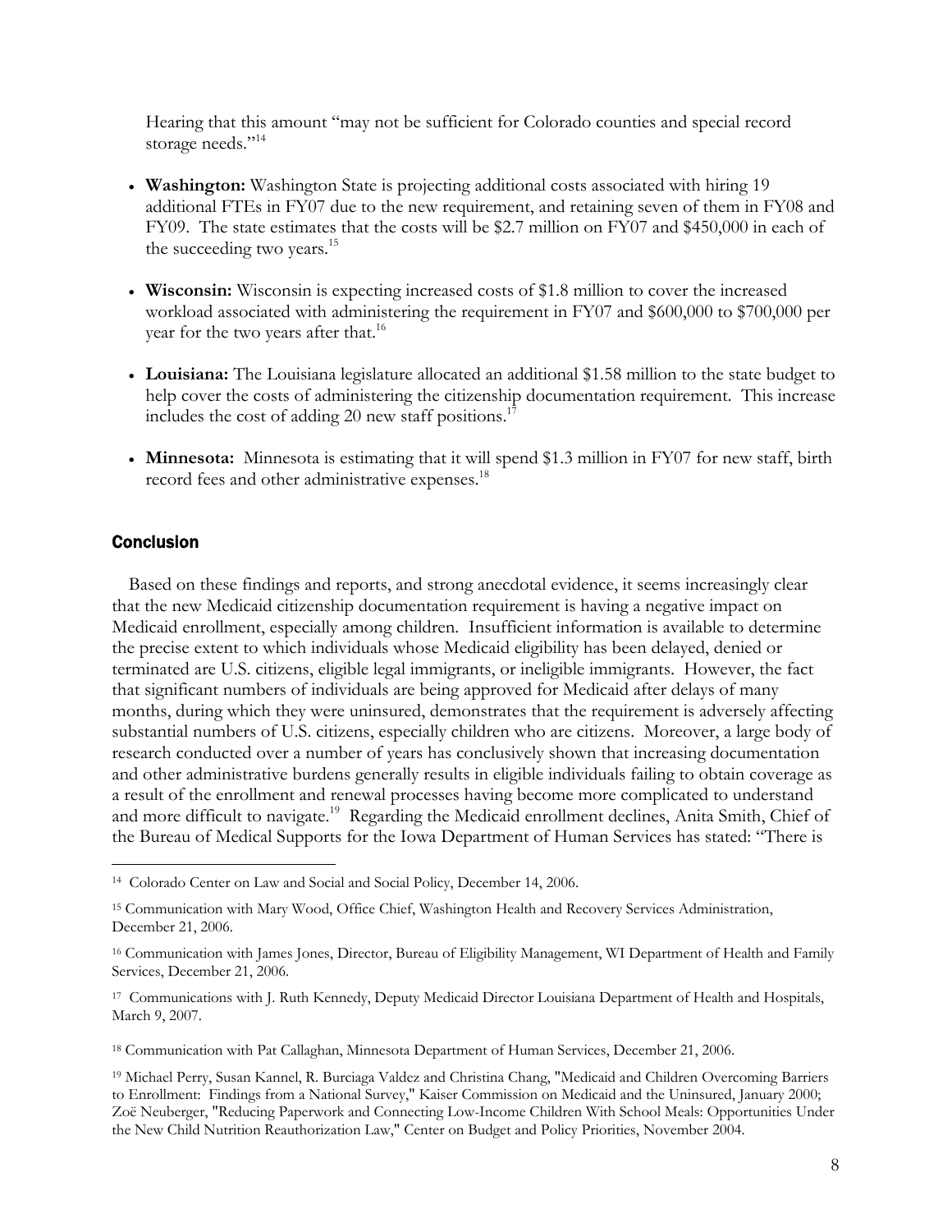Hearing that this amount "may not be sufficient for Colorado counties and special record storage needs."[14]

- **Washington:** Washington State is projecting additional costs associated with hiring 19 additional FTEs in FY07 due to the new requirement, and retaining seven of them in FY08 and FY09. The state estimates that the costs will be $2.7 million on FY07 and $450,000 in each of the succeeding two years.[15]

- **Wisconsin:** Wisconsin is expecting increased costs of $1.8 million to cover the increased workload associated with administering the requirement in FY07 and $600,000 to $700,000 per year for the two years after that.[16]

- **Louisiana:** The Louisiana legislature allocated an additional $1.58 million to the state budget to help cover the costs of administering the citizenship documentation requirement. This increase includes the cost of adding 20 new staff positions.[17]

- **Minnesota:** Minnesota is estimating that it will spend $1.3 million in FY07 for new staff, birth record fees and other administrative expenses.[18]

## Conclusion

Based on these findings and reports, and strong anecdotal evidence, it seems increasingly clear that the new Medicaid citizenship documentation requirement is having a negative impact on Medicaid enrollment, especially among children. Insufficient information is available to determine the precise extent to which individuals whose Medicaid eligibility has been delayed, denied or terminated are U.S. citizens, eligible legal immigrants, or ineligible immigrants. However, the fact that significant numbers of individuals are being approved for Medicaid after delays of many months, during which they were uninsured, demonstrates that the requirement is adversely affecting substantial numbers of U.S. citizens, especially children who are citizens. Moreover, a large body of research conducted over a number of years has conclusively shown that increasing documentation and other administrative burdens generally results in eligible individuals failing to obtain coverage as a result of the enrollment and renewal processes having become more complicated to understand and more difficult to navigate.[19] Regarding the Medicaid enrollment declines, Anita Smith, Chief of the Bureau of Medical Supports for the Iowa Department of Human Services has stated: "There is

---

[14] Colorado Center on Law and Social and Social Policy, December 14, 2006.

[15] Communication with Mary Wood, Office Chief, Washington Health and Recovery Services Administration, December 21, 2006.

[16] Communication with James Jones, Director, Bureau of Eligibility Management, WI Department of Health and Family Services, December 21, 2006.

[17] Communications with J. Ruth Kennedy, Deputy Medicaid Director Louisiana Department of Health and Hospitals, March 9, 2007.

[18] Communication with Pat Callaghan, Minnesota Department of Human Services, December 21, 2006.

[19] Michael Perry, Susan Kannel, R. Burciaga Valdez and Christina Chang, "Medicaid and Children Overcoming Barriers to Enrollment: Findings from a National Survey," Kaiser Commission on Medicaid and the Uninsured, January 2000; Zoë Neuberger, "Reducing Paperwork and Connecting Low-Income Children With School Meals: Opportunities Under the New Child Nutrition Reauthorization Law," Center on Budget and Policy Priorities, November 2004.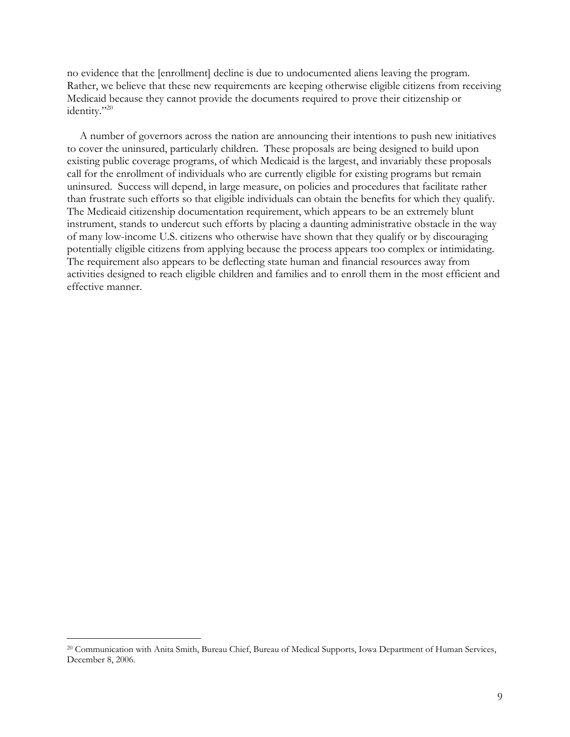no evidence that the [enrollment] decline is due to undocumented aliens leaving the program. Rather, we believe that these new requirements are keeping otherwise eligible citizens from receiving Medicaid because they cannot provide the documents required to prove their citizenship or identity."[20]

A number of governors across the nation are announcing their intentions to push new initiatives to cover the uninsured, particularly children. These proposals are being designed to build upon existing public coverage programs, of which Medicaid is the largest, and invariably these proposals call for the enrollment of individuals who are currently eligible for existing programs but remain uninsured. Success will depend, in large measure, on policies and procedures that facilitate rather than frustrate such efforts so that eligible individuals can obtain the benefits for which they qualify. The Medicaid citizenship documentation requirement, which appears to be an extremely blunt instrument, stands to undercut such efforts by placing a daunting administrative obstacle in the way of many low-income U.S. citizens who otherwise have shown that they qualify or by discouraging potentially eligible citizens from applying because the process appears too complex or intimidating. The requirement also appears to be deflecting state human and financial resources away from activities designed to reach eligible children and families and to enroll them in the most efficient and effective manner.

[20] Communication with Anita Smith, Bureau Chief, Bureau of Medical Supports, Iowa Department of Human Services, December 8, 2006.